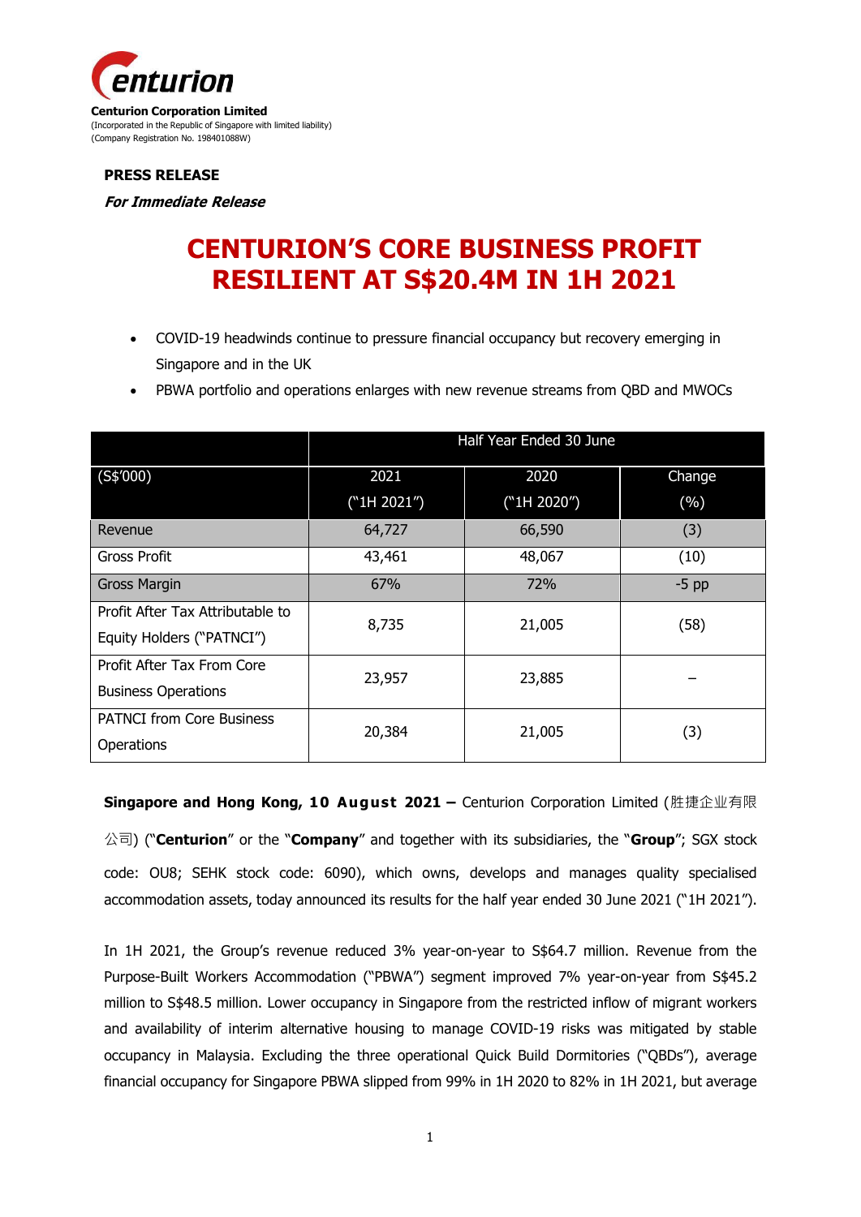**Centurion Corporation Limited**
(Incorporated in the Republic of Singapore with limited liability)
(Company Registration No. 198401088W)

**PRESS RELEASE**

***For Immediate Release***

# CENTURION'S CORE BUSINESS PROFIT RESILIENT AT S$20.4M IN 1H 2021

- COVID-19 headwinds continue to pressure financial occupancy but recovery emerging in Singapore and in the UK
- PBWA portfolio and operations enlarges with new revenue streams from QBD and MWOCs

| | Half Year Ended 30 June | | |
|---|---|---|---|
| (S$'000) | 2021 ("1H 2021") | 2020 ("1H 2020") | Change (%) |
| Revenue | 64,727 | 66,590 | (3) |
| Gross Profit | 43,461 | 48,067 | (10) |
| Gross Margin | 67% | 72% | -5 pp |
| Profit After Tax Attributable to Equity Holders ("PATNCI") | 8,735 | 21,005 | (58) |
| Profit After Tax From Core Business Operations | 23,957 | 23,885 | – |
| PATNCI from Core Business Operations | 20,384 | 21,005 | (3) |

**Singapore and Hong Kong, 10 August 2021 –** Centurion Corporation Limited (胜捷企业有限公司) ("**Centurion**" or the "**Company**" and together with its subsidiaries, the "**Group**"; SGX stock code: OU8; SEHK stock code: 6090), which owns, develops and manages quality specialised accommodation assets, today announced its results for the half year ended 30 June 2021 ("1H 2021").

In 1H 2021, the Group's revenue reduced 3% year-on-year to S$64.7 million. Revenue from the Purpose-Built Workers Accommodation ("PBWA") segment improved 7% year-on-year from S$45.2 million to S$48.5 million. Lower occupancy in Singapore from the restricted inflow of migrant workers and availability of interim alternative housing to manage COVID-19 risks was mitigated by stable occupancy in Malaysia. Excluding the three operational Quick Build Dormitories ("QBDs"), average financial occupancy for Singapore PBWA slipped from 99% in 1H 2020 to 82% in 1H 2021, but average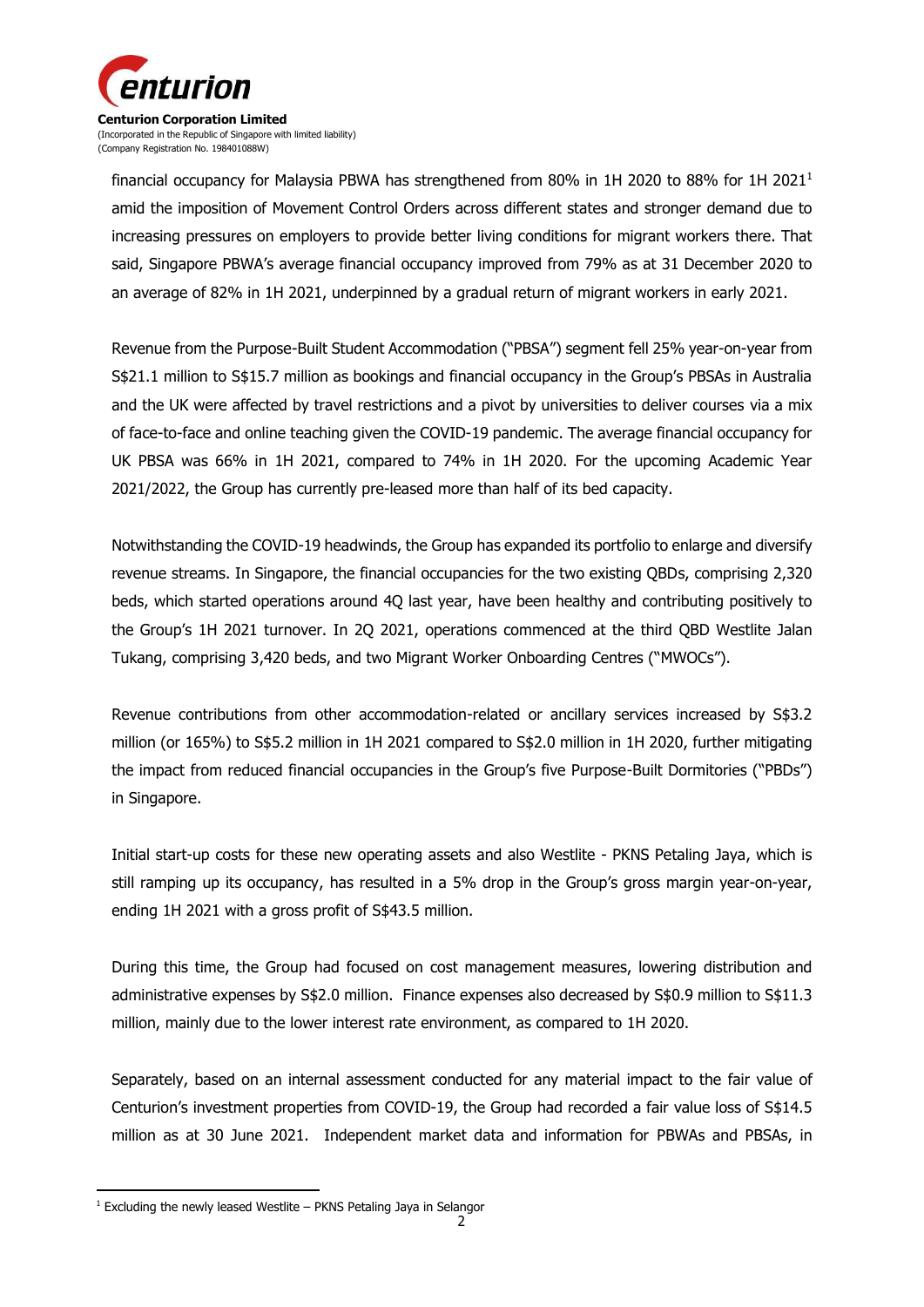financial occupancy for Malaysia PBWA has strengthened from 80% in 1H 2020 to 88% for 1H 2021[1] amid the imposition of Movement Control Orders across different states and stronger demand due to increasing pressures on employers to provide better living conditions for migrant workers there. That said, Singapore PBWA's average financial occupancy improved from 79% as at 31 December 2020 to an average of 82% in 1H 2021, underpinned by a gradual return of migrant workers in early 2021.

Revenue from the Purpose-Built Student Accommodation ("PBSA") segment fell 25% year-on-year from S$21.1 million to S$15.7 million as bookings and financial occupancy in the Group's PBSAs in Australia and the UK were affected by travel restrictions and a pivot by universities to deliver courses via a mix of face-to-face and online teaching given the COVID-19 pandemic. The average financial occupancy for UK PBSA was 66% in 1H 2021, compared to 74% in 1H 2020. For the upcoming Academic Year 2021/2022, the Group has currently pre-leased more than half of its bed capacity.

Notwithstanding the COVID-19 headwinds, the Group has expanded its portfolio to enlarge and diversify revenue streams. In Singapore, the financial occupancies for the two existing QBDs, comprising 2,320 beds, which started operations around 4Q last year, have been healthy and contributing positively to the Group's 1H 2021 turnover. In 2Q 2021, operations commenced at the third QBD Westlite Jalan Tukang, comprising 3,420 beds, and two Migrant Worker Onboarding Centres ("MWOCs").

Revenue contributions from other accommodation-related or ancillary services increased by S$3.2 million (or 165%) to S$5.2 million in 1H 2021 compared to S$2.0 million in 1H 2020, further mitigating the impact from reduced financial occupancies in the Group's five Purpose-Built Dormitories ("PBDs") in Singapore.

Initial start-up costs for these new operating assets and also Westlite - PKNS Petaling Jaya, which is still ramping up its occupancy, has resulted in a 5% drop in the Group's gross margin year-on-year, ending 1H 2021 with a gross profit of S$43.5 million.

During this time, the Group had focused on cost management measures, lowering distribution and administrative expenses by S$2.0 million. Finance expenses also decreased by S$0.9 million to S$11.3 million, mainly due to the lower interest rate environment, as compared to 1H 2020.

Separately, based on an internal assessment conducted for any material impact to the fair value of Centurion's investment properties from COVID-19, the Group had recorded a fair value loss of S$14.5 million as at 30 June 2021. Independent market data and information for PBWAs and PBSAs, in

---

[1] Excluding the newly leased Westlite – PKNS Petaling Jaya in Selangor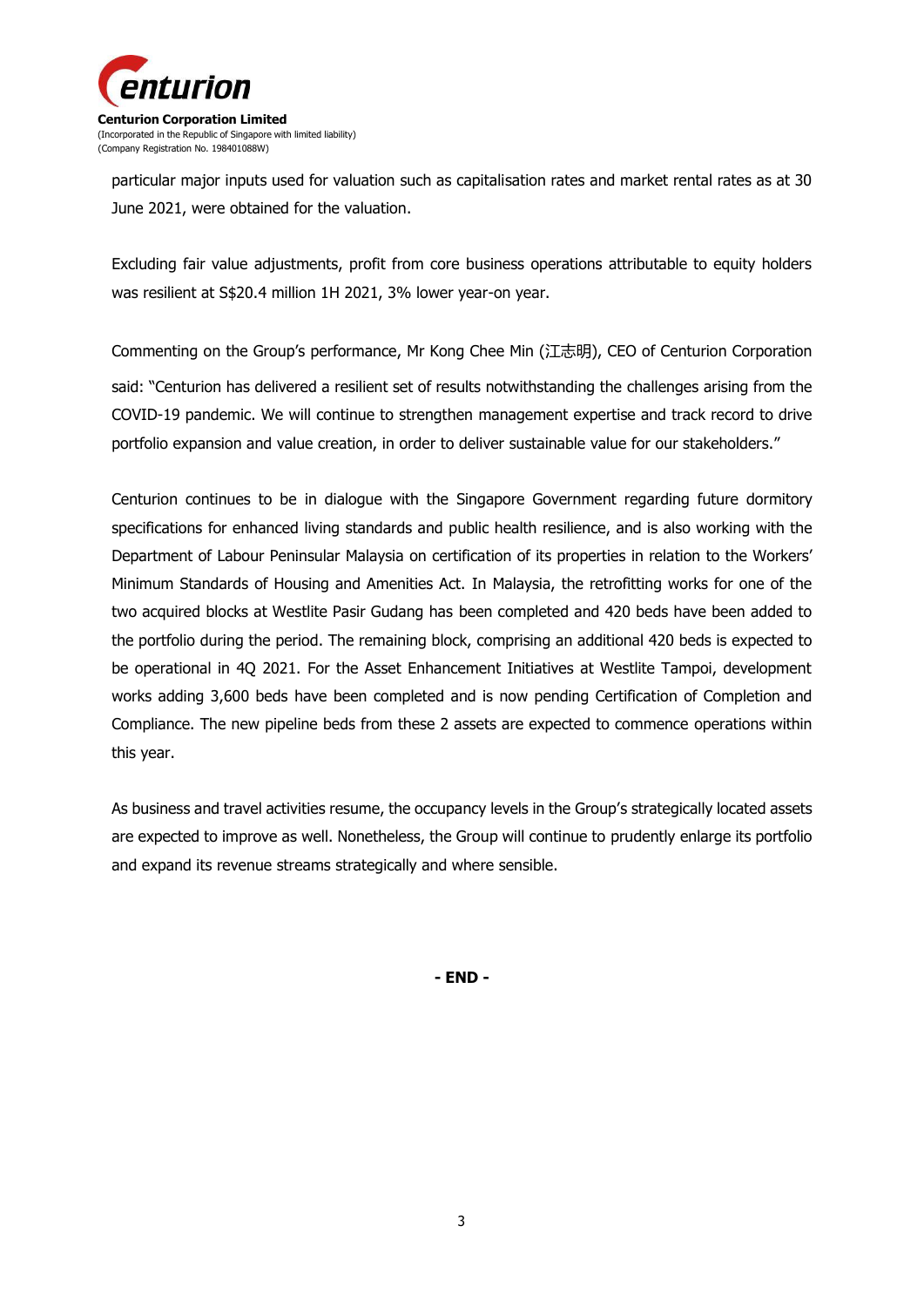particular major inputs used for valuation such as capitalisation rates and market rental rates as at 30 June 2021, were obtained for the valuation.

Excluding fair value adjustments, profit from core business operations attributable to equity holders was resilient at S$20.4 million 1H 2021, 3% lower year-on year.

Commenting on the Group's performance, Mr Kong Chee Min (江志明), CEO of Centurion Corporation said: "Centurion has delivered a resilient set of results notwithstanding the challenges arising from the COVID-19 pandemic. We will continue to strengthen management expertise and track record to drive portfolio expansion and value creation, in order to deliver sustainable value for our stakeholders."

Centurion continues to be in dialogue with the Singapore Government regarding future dormitory specifications for enhanced living standards and public health resilience, and is also working with the Department of Labour Peninsular Malaysia on certification of its properties in relation to the Workers' Minimum Standards of Housing and Amenities Act. In Malaysia, the retrofitting works for one of the two acquired blocks at Westlite Pasir Gudang has been completed and 420 beds have been added to the portfolio during the period. The remaining block, comprising an additional 420 beds is expected to be operational in 4Q 2021. For the Asset Enhancement Initiatives at Westlite Tampoi, development works adding 3,600 beds have been completed and is now pending Certification of Completion and Compliance. The new pipeline beds from these 2 assets are expected to commence operations within this year.

As business and travel activities resume, the occupancy levels in the Group's strategically located assets are expected to improve as well. Nonetheless, the Group will continue to prudently enlarge its portfolio and expand its revenue streams strategically and where sensible.

**- END -**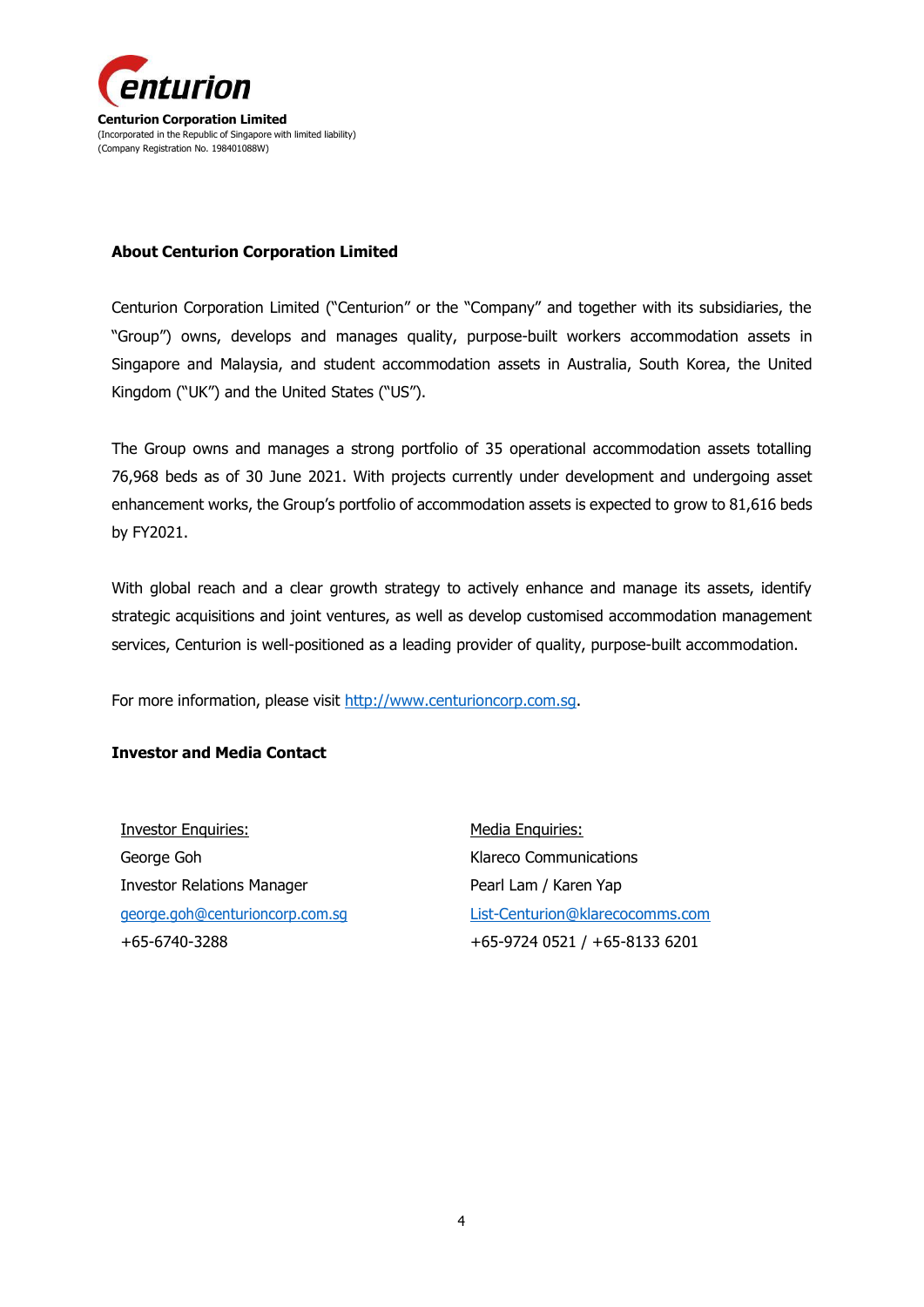**Centurion Corporation Limited**
(Incorporated in the Republic of Singapore with limited liability)
(Company Registration No. 198401088W)

## About Centurion Corporation Limited

Centurion Corporation Limited ("Centurion" or the "Company" and together with its subsidiaries, the "Group") owns, develops and manages quality, purpose-built workers accommodation assets in Singapore and Malaysia, and student accommodation assets in Australia, South Korea, the United Kingdom ("UK") and the United States ("US").

The Group owns and manages a strong portfolio of 35 operational accommodation assets totalling 76,968 beds as of 30 June 2021. With projects currently under development and undergoing asset enhancement works, the Group's portfolio of accommodation assets is expected to grow to 81,616 beds by FY2021.

With global reach and a clear growth strategy to actively enhance and manage its assets, identify strategic acquisitions and joint ventures, as well as develop customised accommodation management services, Centurion is well-positioned as a leading provider of quality, purpose-built accommodation.

For more information, please visit [http://www.centurioncorp.com.sg](http://www.centurioncorp.com.sg).

## Investor and Media Contact

Investor Enquiries:
George Goh
Investor Relations Manager
[george.goh@centurioncorp.com.sg](mailto:george.goh@centurioncorp.com.sg)
+65-6740-3288

Media Enquiries:
Klareco Communications
Pearl Lam / Karen Yap
[List-Centurion@klarecocomms.com](mailto:List-Centurion@klarecocomms.com)
+65-9724 0521 / +65-8133 6201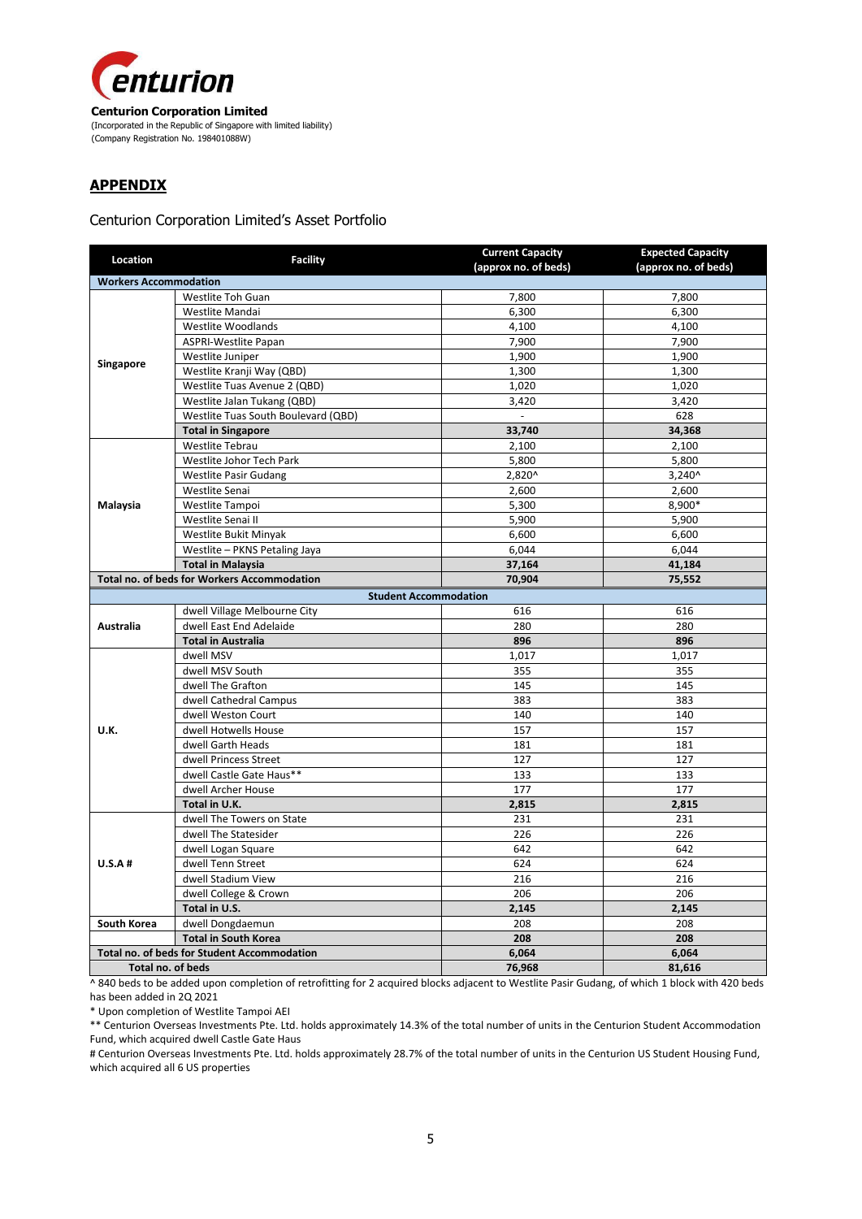Centurion Corporation Limited
(Incorporated in the Republic of Singapore with limited liability)
(Company Registration No. 198401088W)

## APPENDIX

Centurion Corporation Limited's Asset Portfolio

| Location | Facility | Current Capacity (approx no. of beds) | Expected Capacity (approx no. of beds) |
|---|---|---|---|
| **Workers Accommodation** | | | |
| Singapore | Westlite Toh Guan | 7,800 | 7,800 |
| | Westlite Mandai | 6,300 | 6,300 |
| | Westlite Woodlands | 4,100 | 4,100 |
| | ASPRI-Westlite Papan | 7,900 | 7,900 |
| | Westlite Juniper | 1,900 | 1,900 |
| | Westlite Kranji Way (QBD) | 1,300 | 1,300 |
| | Westlite Tuas Avenue 2 (QBD) | 1,020 | 1,020 |
| | Westlite Jalan Tukang (QBD) | 3,420 | 3,420 |
| | Westlite Tuas South Boulevard (QBD) | - | 628 |
| | **Total in Singapore** | **33,740** | **34,368** |
| Malaysia | Westlite Tebrau | 2,100 | 2,100 |
| | Westlite Johor Tech Park | 5,800 | 5,800 |
| | Westlite Pasir Gudang | 2,820^ | 3,240^ |
| | Westlite Senai | 2,600 | 2,600 |
| | Westlite Tampoi | 5,300 | 8,900* |
| | Westlite Senai II | 5,900 | 5,900 |
| | Westlite Bukit Minyak | 6,600 | 6,600 |
| | Westlite – PKNS Petaling Jaya | 6,044 | 6,044 |
| | **Total in Malaysia** | **37,164** | **41,184** |
| **Total no. of beds for Workers Accommodation** | | **70,904** | **75,552** |
| **Student Accommodation** | | | |
| Australia | dwell Village Melbourne City | 616 | 616 |
| | dwell East End Adelaide | 280 | 280 |
| | **Total in Australia** | **896** | **896** |
| U.K. | dwell MSV | 1,017 | 1,017 |
| | dwell MSV South | 355 | 355 |
| | dwell The Grafton | 145 | 145 |
| | dwell Cathedral Campus | 383 | 383 |
| | dwell Weston Court | 140 | 140 |
| | dwell Hotwells House | 157 | 157 |
| | dwell Garth Heads | 181 | 181 |
| | dwell Princess Street | 127 | 127 |
| | dwell Castle Gate Haus** | 133 | 133 |
| | dwell Archer House | 177 | 177 |
| | **Total in U.K.** | **2,815** | **2,815** |
| U.S.A # | dwell The Towers on State | 231 | 231 |
| | dwell The Statesider | 226 | 226 |
| | dwell Logan Square | 642 | 642 |
| | dwell Tenn Street | 624 | 624 |
| | dwell Stadium View | 216 | 216 |
| | dwell College & Crown | 206 | 206 |
| | **Total in U.S.** | **2,145** | **2,145** |
| South Korea | dwell Dongdaemun | 208 | 208 |
| | **Total in South Korea** | **208** | **208** |
| **Total no. of beds for Student Accommodation** | | **6,064** | **6,064** |
| **Total no. of beds** | | **76,968** | **81,616** |

^ 840 beds to be added upon completion of retrofitting for 2 acquired blocks adjacent to Westlite Pasir Gudang, of which 1 block with 420 beds has been added in 2Q 2021

* Upon completion of Westlite Tampoi AEI

** Centurion Overseas Investments Pte. Ltd. holds approximately 14.3% of the total number of units in the Centurion Student Accommodation Fund, which acquired dwell Castle Gate Haus

# Centurion Overseas Investments Pte. Ltd. holds approximately 28.7% of the total number of units in the Centurion US Student Housing Fund, which acquired all 6 US properties